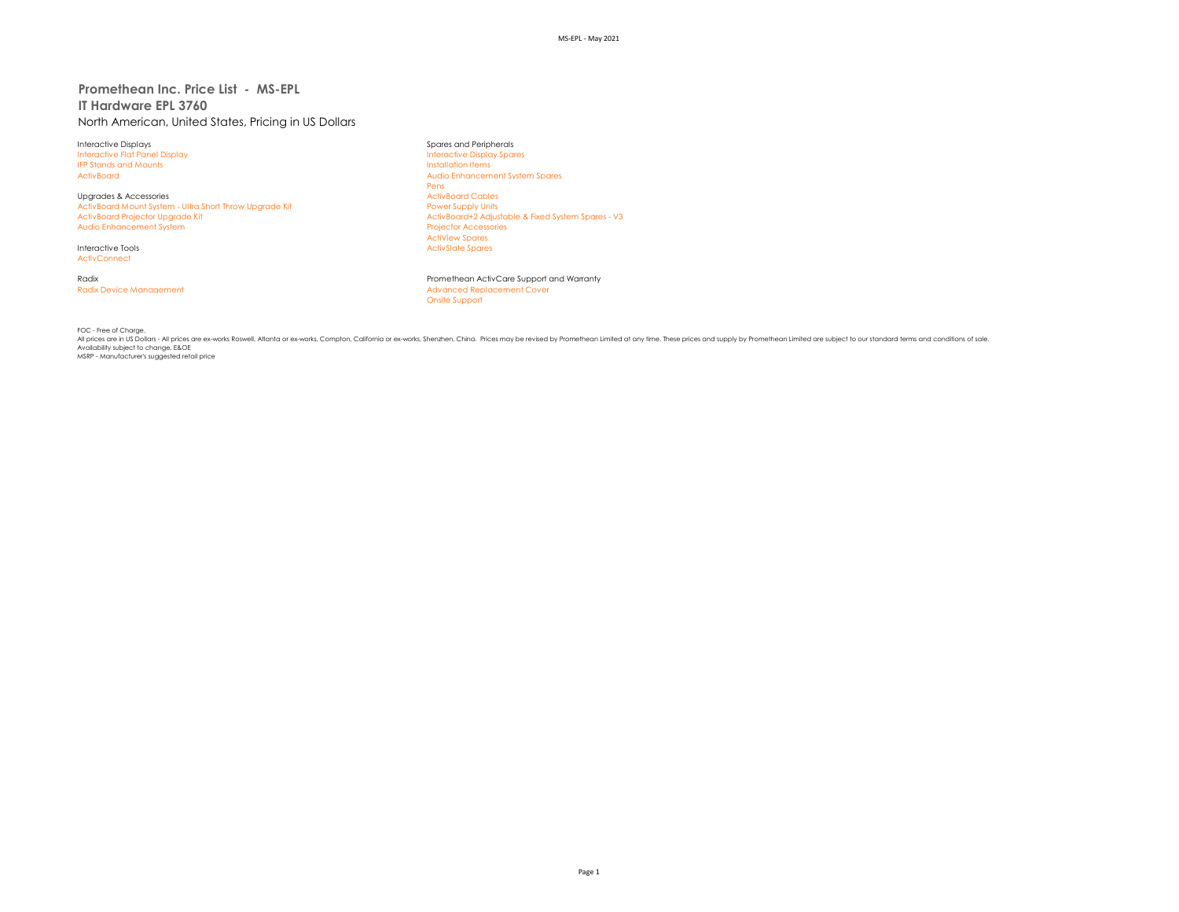# Promethean Inc. Price List - MS-EPL

## IT Hardware EPL 3760

North American, United States, Pricing in US Dollars

Interactive Displays
- Interactive Flat Panel Display
- IFP Stands and Mounts
- ActivBoard

Upgrades & Accessories
- ActivBoard Mount System - Ultra Short Throw Upgrade Kit
- ActivBoard Projector Upgrade Kit
- Audio Enhancement System

Interactive Tools
- ActivConnect

Radix
- Radix Device Management

Spares and Peripherals
- Interactive Display Spares
- Installation Items
- Audio Enhancement System Spares
- Pens
- ActivBoard Cables
- Power Supply Units
- ActivBoard+2 Adjustable & Fixed System Spares - V3
- Projector Accessories
- ActiView Spares
- ActivSlate Spares

Promethean ActivCare Support and Warranty
- Advanced Replacement Cover
- Onsite Support

FOC - Free of Charge.
All prices are in US Dollars - All prices are ex-works Roswell, Atlanta or ex-works, Compton, California or ex-works, Shenzhen, China. Prices may be revised by Promethean Limited at any time. These prices and supply by Promethean Limited are subject to our standard terms and conditions of sale.
Availability subject to change. E&OE
MSRP - Manufacturer's suggested retail price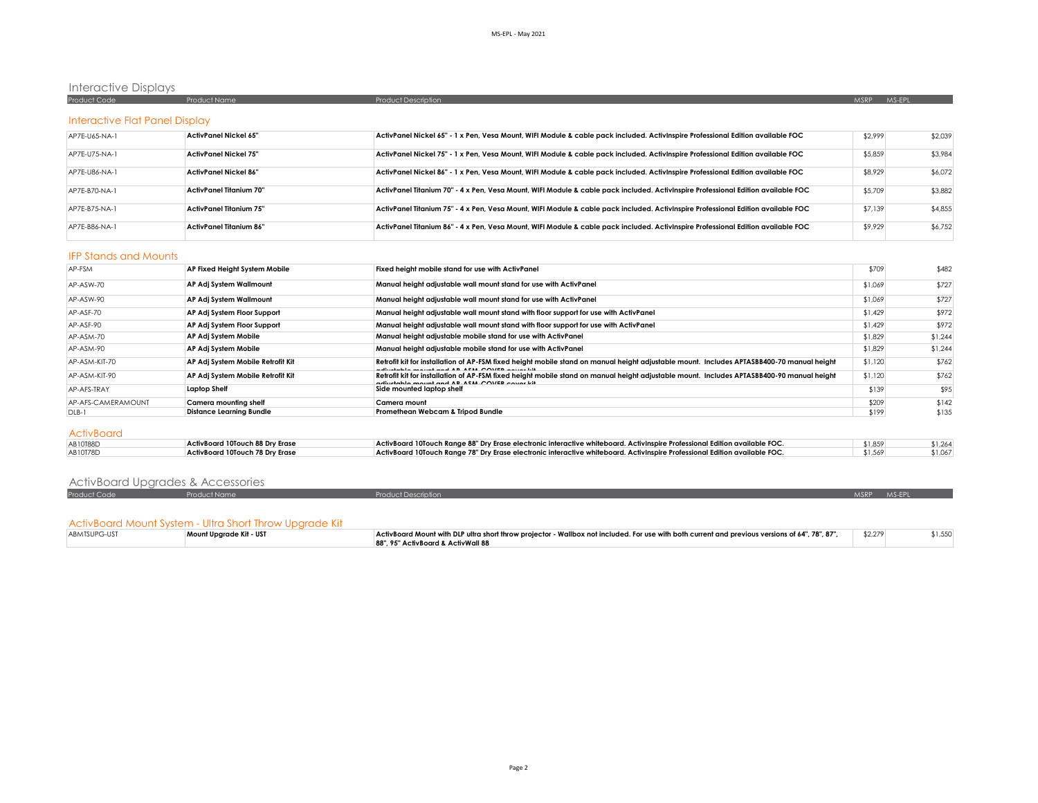# Interactive Displays

| Product Code | Product Name | Product Description | MSRP | MS-EPL |
|---|---|---|---|---|

## Interactive Flat Panel Display

| Product Code | Product Name | Product Description | MSRP | MS-EPL |
|---|---|---|---|---|
| AP7E-U65-NA-1 | **ActivPanel Nickel 65"** | **ActivPanel Nickel 65" - 1 x Pen, Vesa Mount, WIFI Module & cable pack included. ActivInspire Professional Edition available FOC** | $2,999 | $2,039 |
| AP7E-U75-NA-1 | **ActivPanel Nickel 75"** | **ActivPanel Nickel 75" - 1 x Pen, Vesa Mount, WIFI Module & cable pack included. ActivInspire Professional Edition available FOC** | $5,859 | $3,984 |
| AP7E-U86-NA-1 | **ActivPanel Nickel 86"** | **ActivPanel Nickel 86" - 1 x Pen, Vesa Mount, WIFI Module & cable pack included. ActivInspire Professional Edition available FOC** | $8,929 | $6,072 |
| AP7E-B70-NA-1 | **ActivPanel Titanium 70"** | **ActivPanel Titanium 70" - 4 x Pen, Vesa Mount, WIFI Module & cable pack included. ActivInspire Professional Edition available FOC** | $5,709 | $3,882 |
| AP7E-B75-NA-1 | **ActivPanel Titanium 75"** | **ActivPanel Titanium 75" - 4 x Pen, Vesa Mount, WIFI Module & cable pack included. ActivInspire Professional Edition available FOC** | $7,139 | $4,855 |
| AP7E-B86-NA-1 | **ActivPanel Titanium 86"** | **ActivPanel Titanium 86" - 4 x Pen, Vesa Mount, WIFI Module & cable pack included. ActivInspire Professional Edition available FOC** | $9,929 | $6,752 |

## IFP Stands and Mounts

| Product Code | Product Name | Product Description | MSRP | MS-EPL |
|---|---|---|---|---|
| AP-FSM | **AP Fixed Height System Mobile** | **Fixed height mobile stand for use with ActivPanel** | $709 | $482 |
| AP-ASW-70 | **AP Adj System Wallmount** | **Manual height adjustable wall mount stand for use with ActivPanel** | $1,069 | $727 |
| AP-ASW-90 | **AP Adj System Wallmount** | **Manual height adjustable wall mount stand for use with ActivPanel** | $1,069 | $727 |
| AP-ASF-70 | **AP Adj System Floor Support** | **Manual height adjustable wall mount stand with floor support for use with ActivPanel** | $1,429 | $972 |
| AP-ASF-90 | **AP Adj System Floor Support** | **Manual height adjustable wall mount stand with floor support for use with ActivPanel** | $1,429 | $972 |
| AP-ASM-70 | **AP Adj System Mobile** | **Manual height adjustable mobile stand for use with ActivPanel** | $1,829 | $1,244 |
| AP-ASM-90 | **AP Adj System Mobile** | **Manual height adjustable mobile stand for use with ActivPanel** | $1,829 | $1,244 |
| AP-ASM-KIT-70 | **AP Adj System Mobile Retrofit Kit** | **Retrofit kit for installation of AP-FSM fixed height mobile stand on manual height adjustable mount. Includes APTASBB400-70 manual height adjustable mount and AP-ASM-COVER cover kit** | $1,120 | $762 |
| AP-ASM-KIT-90 | **AP Adj System Mobile Retrofit Kit** | **Retrofit kit for installation of AP-FSM fixed height mobile stand on manual height adjustable mount. Includes APTASBB400-90 manual height adjustable mount and AP-ASM-COVER cover kit** | $1,120 | $762 |
| AP-AFS-TRAY | **Laptop Shelf** | **Side mounted laptop shelf** | $139 | $95 |
| AP-AFS-CAMERAMOUNT | **Camera mounting shelf** | **Camera mount** | $209 | $142 |
| DLB-1 | **Distance Learning Bundle** | **Promethean Webcam & Tripod Bundle** | $199 | $135 |

## ActivBoard

| Product Code | Product Name | Product Description | MSRP | MS-EPL |
|---|---|---|---|---|
| AB10T88D | **ActivBoard 10Touch 88 Dry Erase** | **ActivBoard 10Touch Range 88" Dry Erase electronic interactive whiteboard. ActivInspire Professional Edition available FOC.** | $1,859 | $1,264 |
| AB10T78D | **ActivBoard 10Touch 78 Dry Erase** | **ActivBoard 10Touch Range 78" Dry Erase electronic interactive whiteboard. ActivInspire Professional Edition available FOC.** | $1,569 | $1,067 |

# ActivBoard Upgrades & Accessories

## ActivBoard Mount System - Ultra Short Throw Upgrade Kit

| Product Code | Product Name | Product Description | MSRP | MS-EPL |
|---|---|---|---|---|
| ABMTSUPG-UST | **Mount Upgrade Kit - UST** | **ActivBoard Mount with DLP ultra short throw projector - Wallbox not included. For use with both current and previous versions of 64", 78", 87", 88", 95" ActivBoard & ActivWall 88** | $2,279 | $1,550 |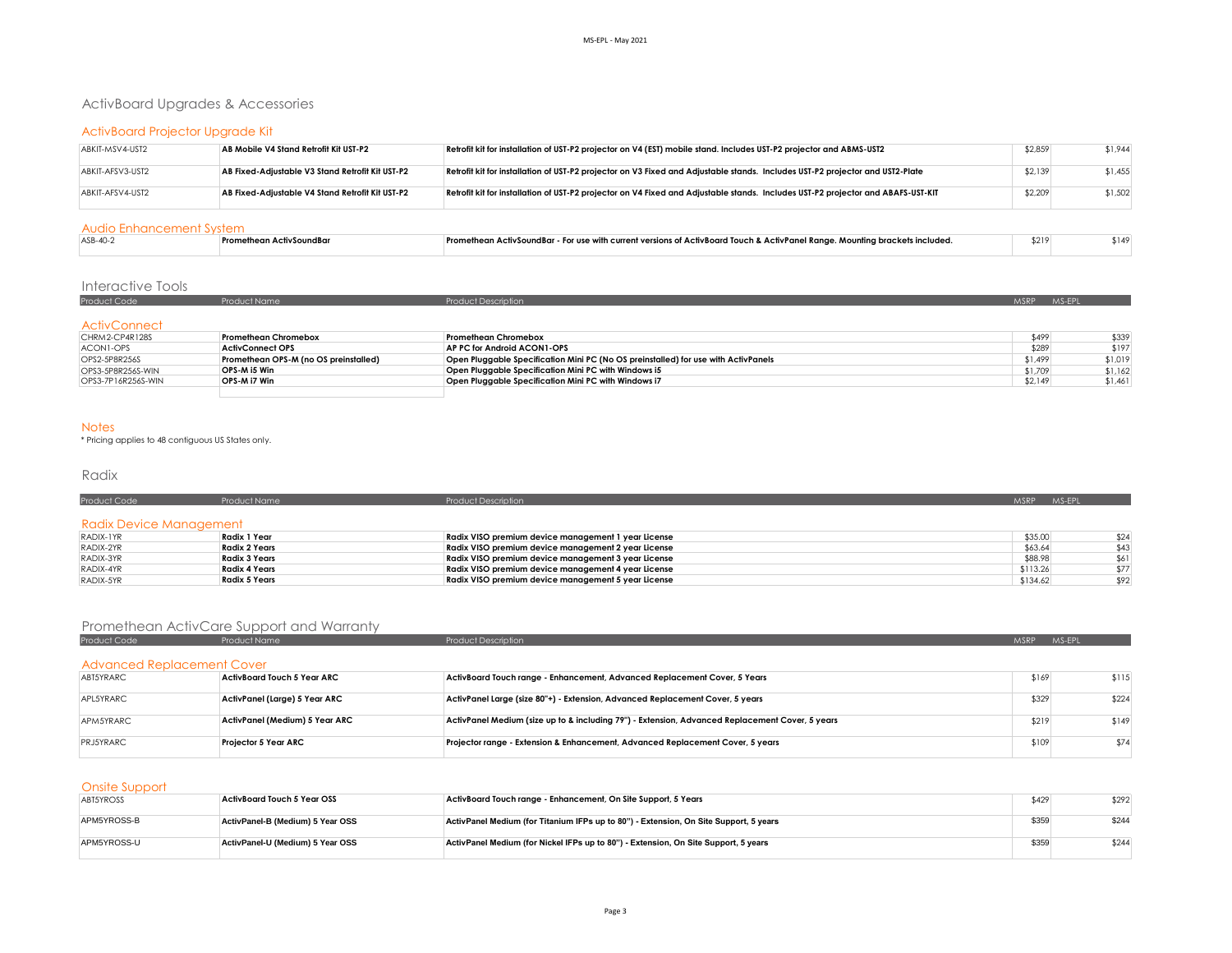# ActivBoard Upgrades & Accessories

## ActivBoard Projector Upgrade Kit

| Product Code | Product Name | Product Description | MSRP | MS-EPL |
|---|---|---|---|---|
| ABKIT-MSV4-UST2 | **AB Mobile V4 Stand Retrofit Kit UST-P2** | **Retrofit kit for installation of UST-P2 projector on V4 (EST) mobile stand. Includes UST-P2 projector and ABMS-UST2** | $2,859 | $1,944 |
| ABKIT-AFSV3-UST2 | **AB Fixed-Adjustable V3 Stand Retrofit Kit UST-P2** | **Retrofit kit for installation of UST-P2 projector on V3 Fixed and Adjustable stands. Includes UST-P2 projector and UST2-Plate** | $2,139 | $1,455 |
| ABKIT-AFSV4-UST2 | **AB Fixed-Adjustable V4 Stand Retrofit Kit UST-P2** | **Retrofit kit for installation of UST-P2 projector on V4 Fixed and Adjustable stands. Includes UST-P2 projector and ABAFS-UST-KIT** | $2,209 | $1,502 |

## Audio Enhancement System

| Product Code | Product Name | Product Description | MSRP | MS-EPL |
|---|---|---|---|---|
| ASB-40-2 | **Promethean ActivSoundBar** | **Promethean ActivSoundBar - For use with current versions of ActivBoard Touch & ActivPanel Range. Mounting brackets included.** | $219 | $149 |

# Interactive Tools

## ActivConnect

| Product Code | Product Name | Product Description | MSRP | MS-EPL |
|---|---|---|---|---|
| CHRM2-CP4R128S | **Promethean Chromebox** | **Promethean Chromebox** | $499 | $339 |
| ACON1-OPS | **ActivConnect OPS** | **AP PC for Android ACON1-OPS** | $289 | $197 |
| OPS2-5P8R256S | **Promethean OPS-M (no OS preinstalled)** | **Open Pluggable Specification Mini PC (No OS preinstalled) for use with ActivPanels** | $1,499 | $1,019 |
| OPS3-5P8R256S-WIN | **OPS-M i5 Win** | **Open Pluggable Specification Mini PC with Windows i5** | $1,709 | $1,162 |
| OPS3-7P16R256S-WIN | **OPS-M i7 Win** | **Open Pluggable Specification Mini PC with Windows i7** | $2,149 | $1,461 |

## Notes

* Pricing applies to 48 contiguous US States only.

# Radix

## Radix Device Management

| Product Code | Product Name | Product Description | MSRP | MS-EPL |
|---|---|---|---|---|
| RADIX-1YR | **Radix 1 Year** | **Radix VISO premium device management 1 year License** | $35.00 | $24 |
| RADIX-2YR | **Radix 2 Years** | **Radix VISO premium device management 2 year License** | $63.64 | $43 |
| RADIX-3YR | **Radix 3 Years** | **Radix VISO premium device management 3 year License** | $88.98 | $61 |
| RADIX-4YR | **Radix 4 Years** | **Radix VISO premium device management 4 year License** | $113.26 | $77 |
| RADIX-5YR | **Radix 5 Years** | **Radix VISO premium device management 5 year License** | $134.62 | $92 |

# Promethean ActivCare Support and Warranty

## Advanced Replacement Cover

| Product Code | Product Name | Product Description | MSRP | MS-EPL |
|---|---|---|---|---|
| ABT5YRARC | **ActivBoard Touch 5 Year ARC** | **ActivBoard Touch range - Enhancement, Advanced Replacement Cover, 5 Years** | $169 | $115 |
| APL5YRARC | **ActivPanel (Large) 5 Year ARC** | **ActivPanel Large (size 80"+) - Extension, Advanced Replacement Cover, 5 years** | $329 | $224 |
| APM5YRARC | **ActivPanel (Medium) 5 Year ARC** | **ActivPanel Medium (size up to & including 79") - Extension, Advanced Replacement Cover, 5 years** | $219 | $149 |
| PRJ5YRARC | **Projector 5 Year ARC** | **Projector range - Extension & Enhancement, Advanced Replacement Cover, 5 years** | $109 | $74 |

## Onsite Support

| Product Code | Product Name | Product Description | MSRP | MS-EPL |
|---|---|---|---|---|
| ABT5YROSS | **ActivBoard Touch 5 Year OSS** | **ActivBoard Touch range - Enhancement, On Site Support, 5 Years** | $429 | $292 |
| APM5YROSS-B | **ActivPanel-B (Medium) 5 Year OSS** | **ActivPanel Medium (for Titanium IFPs up to 80") - Extension, On Site Support, 5 years** | $359 | $244 |
| APM5YROSS-U | **ActivPanel-U (Medium) 5 Year OSS** | **ActivPanel Medium (for Nickel IFPs up to 80") - Extension, On Site Support, 5 years** | $359 | $244 |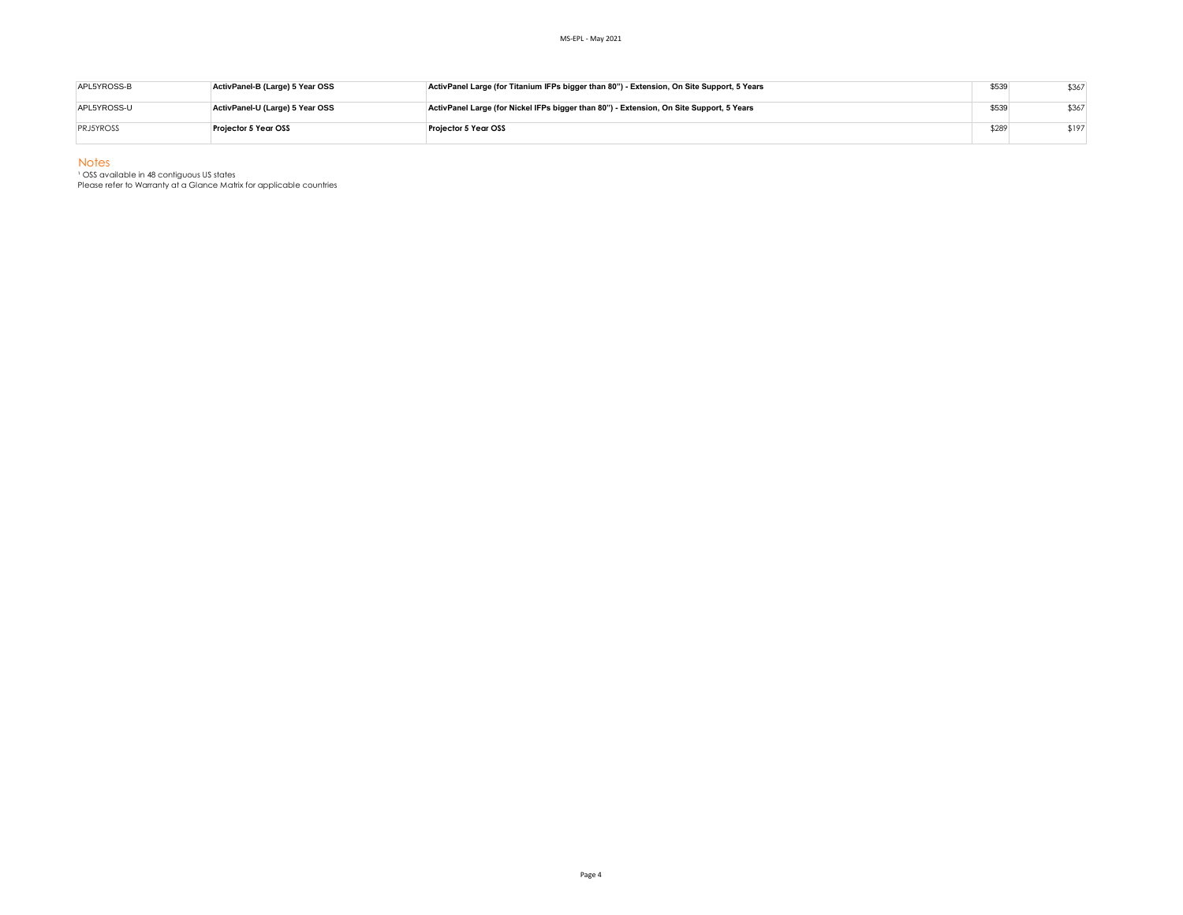| | | | | |
|---|---|---|---|---|
| APL5YROSS-B | **ActivPanel-B (Large) 5 Year OSS** | **ActivPanel Large (for Titanium IFPs bigger than 80") - Extension, On Site Support, 5 Years** | $539 | $367 |
| APL5YROSS-U | **ActivPanel-U (Large) 5 Year OSS** | **ActivPanel Large (for Nickel IFPs bigger than 80") - Extension, On Site Support, 5 Years** | $539 | $367 |
| PRJ5YROSS | **Projector 5 Year OSS** | **Projector 5 Year OSS** | $289 | $197 |

## Notes

[1] OSS available in 48 contiguous US states

Please refer to Warranty at a Glance Matrix for applicable countries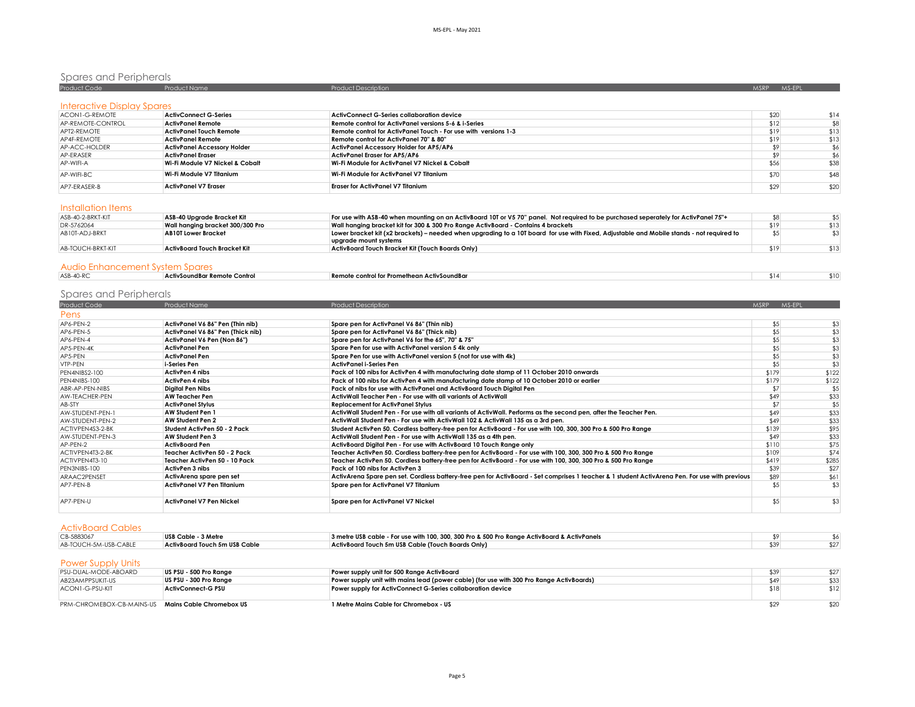## Spares and Peripherals

| Product Code | Product Name | Product Description | MSRP | MS-EPL |
|---|---|---|---|---|

### Interactive Display Spares

| Product Code | Product Name | Product Description | MSRP | MS-EPL |
|---|---|---|---|---|
| ACON1-G-REMOTE | **ActivConnect G-Series** | **ActivConnect G-Series collaboration device** | $20 | $14 |
| AP-REMOTE-CONTROL | **ActivPanel Remote** | **Remote control for ActivPanel versions 5-6 & i-Series** | $12 | $8 |
| APT2-REMOTE | **ActivPanel Touch Remote** | **Remote control for ActivPanel Touch - For use with versions 1-3** | $19 | $13 |
| AP4F-REMOTE | **ActivPanel Remote** | **Remote control for ActivPanel 70" & 80"** | $19 | $13 |
| AP-ACC-HOLDER | **ActivPanel Accessory Holder** | **ActivPanel Accessory Holder for AP5/AP6** | $9 | $6 |
| AP-ERASER | **ActivPanel Eraser** | **ActivPanel Eraser for AP5/AP6** | $9 | $6 |
| AP-WIFI-A | **Wi-Fi Module V7 Nickel & Cobalt** | **Wi-Fi Module for ActivPanel V7 Nickel & Cobalt** | $56 | $38 |
| AP-WIFI-BC | **Wi-Fi Module V7 Titanium** | **Wi-Fi Module for ActivPanel V7 Titanium** | $70 | $48 |
| AP7-ERASER-B | **ActivPanel V7 Eraser** | **Eraser for ActivPanel V7 Titanium** | $29 | $20 |

### Installation Items

| Product Code | Product Name | Product Description | MSRP | MS-EPL |
|---|---|---|---|---|
| ASB-40-2-BRKT-KIT | **ASB-40 Upgrade Bracket Kit** | **For use with ASB-40 when mounting on an ActivBoard 10T or V5 70" panel. Not required to be purchased seperately for ActivPanel 75"+** | $8 | $5 |
| DR-5762064 | **Wall hanging bracket 300/300 Pro** | **Wall hanging bracket kit for 300 & 300 Pro Range ActivBoard - Contains 4 brackets** | $19 | $13 |
| AB10T-ADJ-BRKT | **AB10T Lower Bracket** | **Lower bracket kit (x2 brackets) – needed when upgrading to a 10T board for use with Fixed, Adjustable and Mobile stands - not required to upgrade mount systems** | $5 | $3 |
| AB-TOUCH-BRKT-KIT | **ActivBoard Touch Bracket Kit** | **ActivBoard Touch Bracket Kit (Touch Boards Only)** | $19 | $13 |

### Audio Enhancement System Spares

| Product Code | Product Name | Product Description | MSRP | MS-EPL |
|---|---|---|---|---|
| ASB-40-RC | **ActivSoundBar Remote Control** | **Remote control for Promethean ActivSoundBar** | $14 | $10 |

## Spares and Peripherals

### Pens

| Product Code | Product Name | Product Description | MSRP | MS-EPL |
|---|---|---|---|---|
| AP6-PEN-2 | **ActivPanel V6 86" Pen (Thin nib)** | **Spare pen for ActivPanel V6 86" (Thin nib)** | $5 | $3 |
| AP6-PEN-5 | **ActivPanel V6 86" Pen (Thick nib)** | **Spare pen for ActivPanel V6 86" (Thick nib)** | $5 | $3 |
| AP6-PEN-4 | **ActivPanel V6 Pen (Non 86")** | **Spare pen for ActivPanel V6 for the 65", 70" & 75"** | $5 | $3 |
| AP5-PEN-4K | **ActivPanel Pen** | **Spare Pen for use with ActivPanel version 5 4k only** | $5 | $3 |
| AP5-PEN | **ActivPanel Pen** | **Spare Pen for use with ActivPanel version 5 (not for use with 4k)** | $5 | $3 |
| VTP-PEN | **i-Series Pen** | **ActivPanel i-Series Pen** | $5 | $3 |
| PEN4NIBS2-100 | **ActivPen 4 nibs** | **Pack of 100 nibs for ActivPen 4 with manufacturing date stamp of 11 October 2010 onwards** | $179 | $122 |
| PEN4NIBS-100 | **ActivPen 4 nibs** | **Pack of 100 nibs for ActivPen 4 with manufacturing date stamp of 10 October 2010 or earlier** | $179 | $122 |
| ABR-AP-PEN-NIBS | **Digital Pen Nibs** | **Pack of nibs for use with ActivPanel and ActivBoard Touch Digital Pen** | $7 | $5 |
| AW-TEACHER-PEN | **AW Teacher Pen** | **ActivWall Teacher Pen - For use with all variants of ActivWall** | $49 | $33 |
| AB-STY | **ActivPanel Stylus** | **Replacement for ActivPanel Stylus** | $7 | $5 |
| AW-STUDENT-PEN-1 | **AW Student Pen 1** | **ActivWall Student Pen - For use with all variants of ActivWall. Performs as the second pen, after the Teacher Pen.** | $49 | $33 |
| AW-STUDENT-PEN-2 | **AW Student Pen 2** | **ActivWall Student Pen - For use with ActivWall 102 & ActivWall 135 as a 3rd pen.** | $49 | $33 |
| ACTIVPEN4S3-2-BK | **Student ActivPen 50 - 2 Pack** | **Student ActivPen 50. Cordless battery-free pen for ActivBoard - For use with 100, 300, 300 Pro & 500 Pro Range** | $139 | $95 |
| AW-STUDENT-PEN-3 | **AW Student Pen 3** | **ActivWall Student Pen - For use with ActivWall 135 as a 4th pen.** | $49 | $33 |
| AP-PEN-2 | **ActivBoard Pen** | **ActivBoard Digital Pen - For use with ActivBoard 10 Touch Range only** | $110 | $75 |
| ACTIVPEN4T3-2-BK | **Teacher ActivPen 50 - 2 Pack** | **Teacher ActivPen 50. Cordless battery-free pen for ActivBoard - For use with 100, 300, 300 Pro & 500 Pro Range** | $109 | $74 |
| ACTIVPEN4T3-10 | **Teacher ActivPen 50 - 10 Pack** | **Teacher ActivPen 50. Cordless battery-free pen for ActivBoard - For use with 100, 300, 300 Pro & 500 Pro Range** | $419 | $285 |
| PEN3NIBS-100 | **ActivPen 3 nibs** | **Pack of 100 nibs for ActivPen 3** | $39 | $27 |
| ARAAC2PENSET | **ActivArena spare pen set** | **ActivArena Spare pen set. Cordless battery-free pen for ActivBoard - Set comprises 1 teacher & 1 student ActivArena Pen. For use with previous** | $89 | $61 |
| AP7-PEN-B | **ActivPanel V7 Pen Titanium** | **Spare pen for ActivPanel V7 Titanium** | $5 | $3 |
| AP7-PEN-U | **ActivPanel V7 Pen Nickel** | **Spare pen for ActivPanel V7 Nickel** | $5 | $3 |

### ActivBoard Cables

| Product Code | Product Name | Product Description | MSRP | MS-EPL |
|---|---|---|---|---|
| CB-5883067 | **USB Cable - 3 Metre** | **3 metre USB cable - For use with 100, 300, 300 Pro & 500 Pro Range ActivBoard & ActivPanels** | $9 | $6 |
| AB-TOUCH-5M-USB-CABLE | **ActivBoard Touch 5m USB Cable** | **ActivBoard Touch 5m USB Cable (Touch Boards Only)** | $39 | $27 |

### Power Supply Units

| Product Code | Product Name | Product Description | MSRP | MS-EPL |
|---|---|---|---|---|
| PSU-DUAL-MODE-ABOARD | **US PSU - 500 Pro Range** | **Power supply unit for 500 Range ActivBoard** | $39 | $27 |
| AB23AMPPSUKIT-US | **US PSU - 300 Pro Range** | **Power supply unit with mains lead (power cable) (for use with 300 Pro Range ActivBoards)** | $49 | $33 |
| ACON1-G-PSU-KIT | **ActivConnect-G PSU** | **Power supply for ActivConnect G-Series collaboration device** | $18 | $12 |
| PRM-CHROMEBOX-CB-MAINS-US | **Mains Cable Chromebox US** | **1 Metre Mains Cable for Chromebox - US** | $29 | $20 |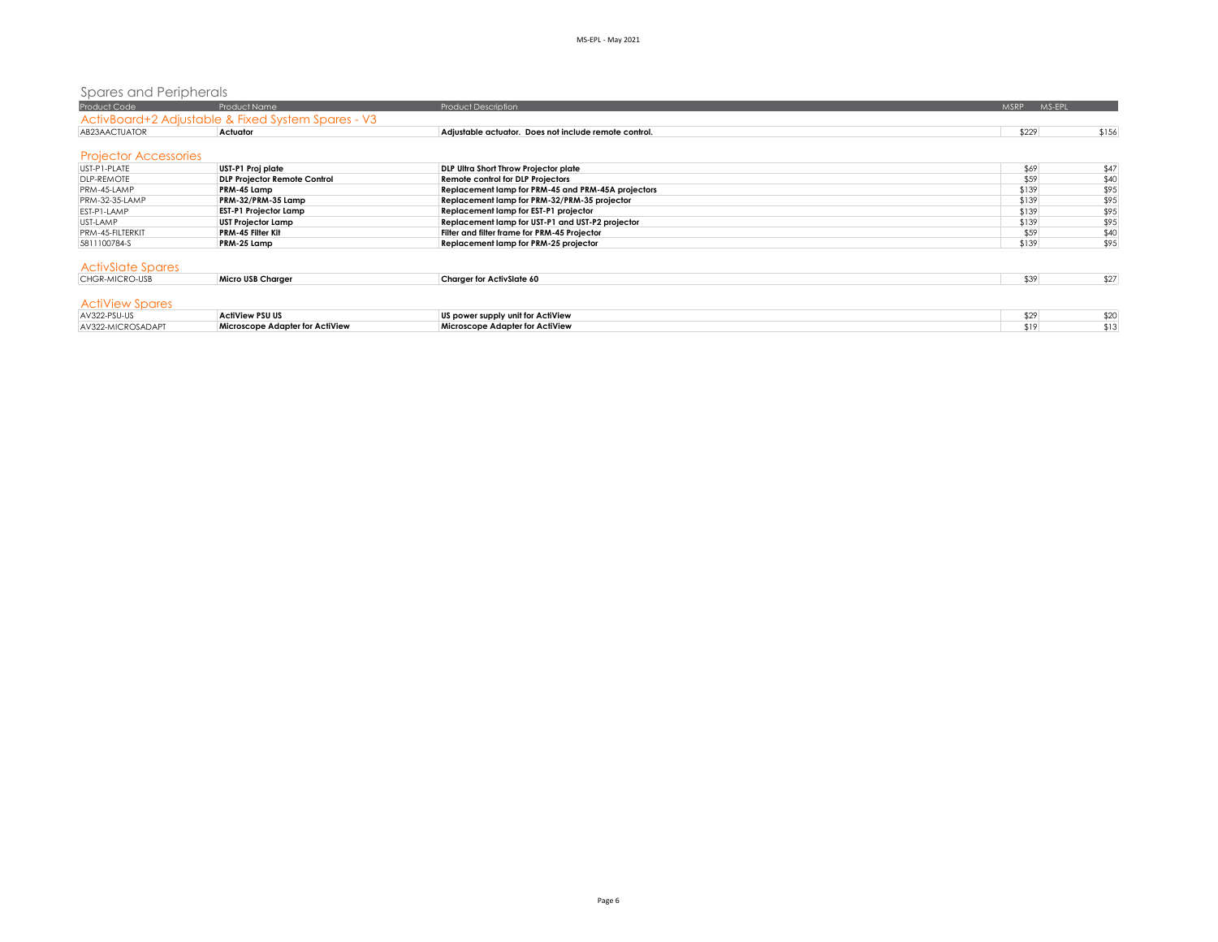## Spares and Peripherals

| Product Code | Product Name | Product Description | MSRP | MS-EPL |
| --- | --- | --- | --- | --- |
| **ActivBoard+2 Adjustable & Fixed System Spares - V3** | | | | |
| AB23AACTUATOR | **Actuator** | **Adjustable actuator. Does not include remote control.** | $229 | $156 |
| **Projector Accessories** | | | | |
| UST-P1-PLATE | **UST-P1 Proj plate** | **DLP Ultra Short Throw Projector plate** | $69 | $47 |
| DLP-REMOTE | **DLP Projector Remote Control** | **Remote control for DLP Projectors** | $59 | $40 |
| PRM-45-LAMP | **PRM-45 Lamp** | **Replacement lamp for PRM-45 and PRM-45A projectors** | $139 | $95 |
| PRM-32-35-LAMP | **PRM-32/PRM-35 Lamp** | **Replacement lamp for PRM-32/PRM-35 projector** | $139 | $95 |
| EST-P1-LAMP | **EST-P1 Projector Lamp** | **Replacement lamp for EST-P1 projector** | $139 | $95 |
| UST-LAMP | **UST Projector Lamp** | **Replacement lamp for UST-P1 and UST-P2 projector** | $139 | $95 |
| PRM-45-FILTERKIT | **PRM-45 Filter Kit** | **Filter and filter frame for PRM-45 Projector** | $59 | $40 |
| 5811100784-S | **PRM-25 Lamp** | **Replacement lamp for PRM-25 projector** | $139 | $95 |
| **ActivSlate Spares** | | | | |
| CHGR-MICRO-USB | **Micro USB Charger** | **Charger for ActivSlate 60** | $39 | $27 |
| **ActiView Spares** | | | | |
| AV322-PSU-US | **ActiView PSU US** | **US power supply unit for ActiView** | $29 | $20 |
| AV322-MICROSADAPT | **Microscope Adapter for ActiView** | **Microscope Adapter for ActiView** | $19 | $13 |